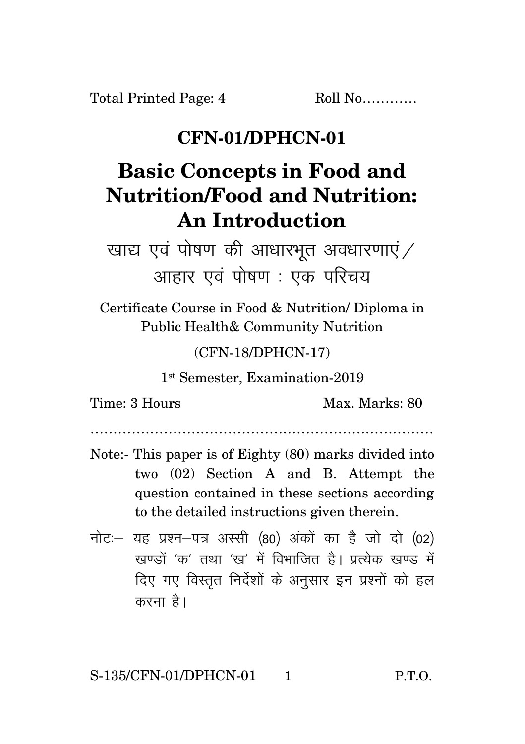Total Printed Page: 4 Roll No…………

# CFN-01/DPHCN-01

# Basic Concepts in Food and Nutrition/Food and Nutrition: An Introduction

## खाद्य एवं पोषण की आधारभूत अवधारणाएं / आहार एवं पोषण : एक परिचय

Certificate Course in Food & Nutrition/ Diploma in Public Health& Community Nutrition

(CFN-18/DPHCN-17)

1st Semester, Examination-2019

Time: 3 Hours Max. Marks: 80

…………………………………………………………………

Note:- This paper is of Eighty (80) marks divided into two (02) Section A and B. Attempt the question contained in these sections according to the detailed instructions given therein.

नोटः— यह प्रश्न—पत्र अस्सी (80) अंकों का है जो दो (02) खण्डों 'क' तथा 'ख' में विभाजित है। प्रत्येक खण्ड में दिए गए विस्तृत निर्देशों के अनुसार इन प्रश्नों को हल करना है।

S-135/CFN-01/DPHCN-01 P.T.O.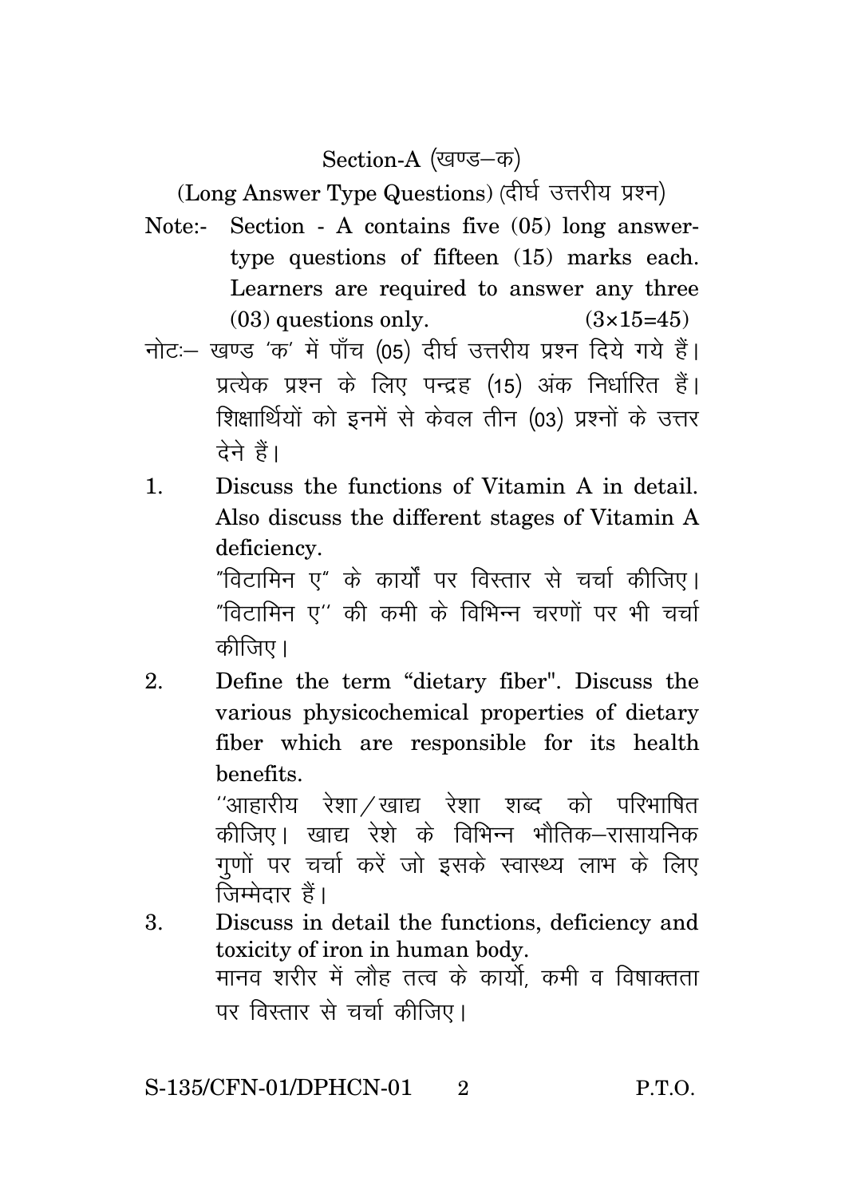## Section-A (खण्ड–क)

### (Long Answer Type Questions) (दीर्घ उत्तरीय प्रश्न)

Note:- Section - A contains five (05) long answer-type questions of fifteen (15) marks each. Learners are required to answer any three (03) questions only. (3×15=45)

नोटः– खण्ड 'क' में पाँच (05) दीर्घ उत्तरीय प्रश्न दिये गये हैं। प्रत्येक प्रश्न के लिए पन्द्रह (15) अंक निर्धारित हैं। शिक्षार्थियों को इनमें से केवल तीन (03) प्रश्नों के उत्तर देने हैं।

1. Discuss the functions of Vitamin A in detail. Also discuss the different stages of Vitamin A deficiency.

   "विटामिन ए" के कार्यों पर विस्तार से चर्चा कीजिए। "विटामिन ए" की कमी के विभिन्न चरणों पर भी चर्चा कीजिए।

2. Define the term "dietary fiber". Discuss the various physicochemical properties of dietary fiber which are responsible for its health benefits.

   "आहारीय रेशा/खाद्य रेशा शब्द को परिभाषित कीजिए। खाद्य रेशे के विभिन्न भौतिक–रासायनिक गुणों पर चर्चा करें जो इसके स्वास्थ्य लाभ के लिए जिम्मेदार हैं।

3. Discuss in detail the functions, deficiency and toxicity of iron in human body.

   मानव शरीर में लौह तत्व के कार्यो, कमी व विषाक्तता पर विस्तार से चर्चा कीजिए।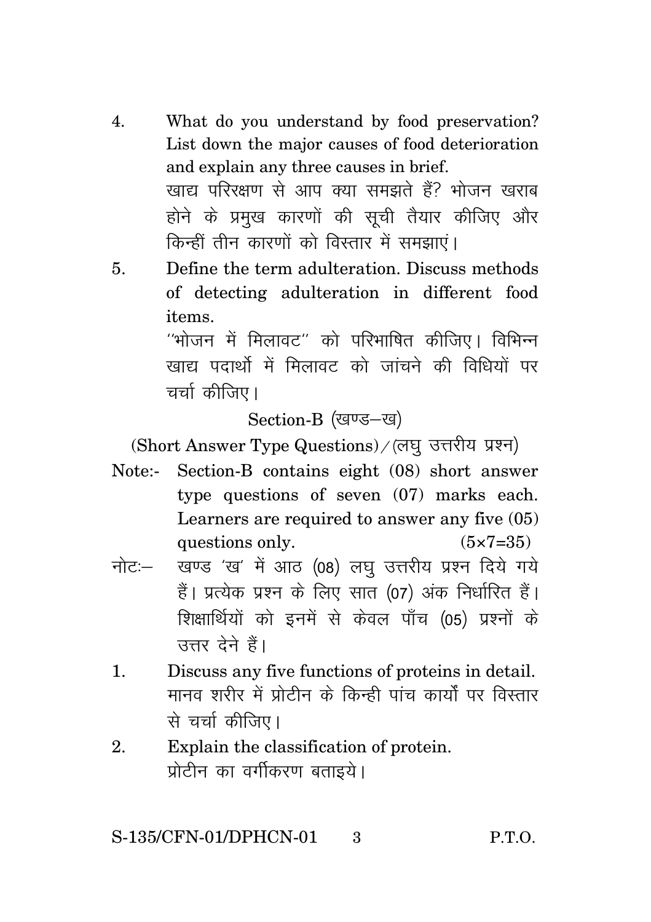4. What do you understand by food preservation? List down the major causes of food deterioration and explain any three causes in brief.

   खाद्य परिरक्षण से आप क्या समझते हैं? भोजन खराब होने के प्रमुख कारणों की सूची तैयार कीजिए और किन्हीं तीन कारणों को विस्तार में समझाएं।

5. Define the term adulteration. Discuss methods of detecting adulteration in different food items.

   ''भोजन में मिलावट'' को परिभाषित कीजिए। विभिन्न खाद्य पदार्थों में मिलावट को जांचने की विधियों पर चर्चा कीजिए।

## Section-B (खण्ड–ख)

### (Short Answer Type Questions)/(लघु उत्तरीय प्रश्न)

Note:- Section-B contains eight (08) short answer type questions of seven (07) marks each. Learners are required to answer any five (05) questions only. (5×7=35)

नोटः– खण्ड 'ख' में आठ (08) लघु उत्तरीय प्रश्न दिये गये हैं। प्रत्येक प्रश्न के लिए सात (07) अंक निर्धारित हैं। शिक्षार्थियों को इनमें से केवल पाँच (05) प्रश्नों के उत्तर देने हैं।

1. Discuss any five functions of proteins in detail.

   मानव शरीर में प्रोटीन के किन्ही पांच कार्यों पर विस्तार से चर्चा कीजिए।

2. Explain the classification of protein.

   प्रोटीन का वर्गीकरण बताइये।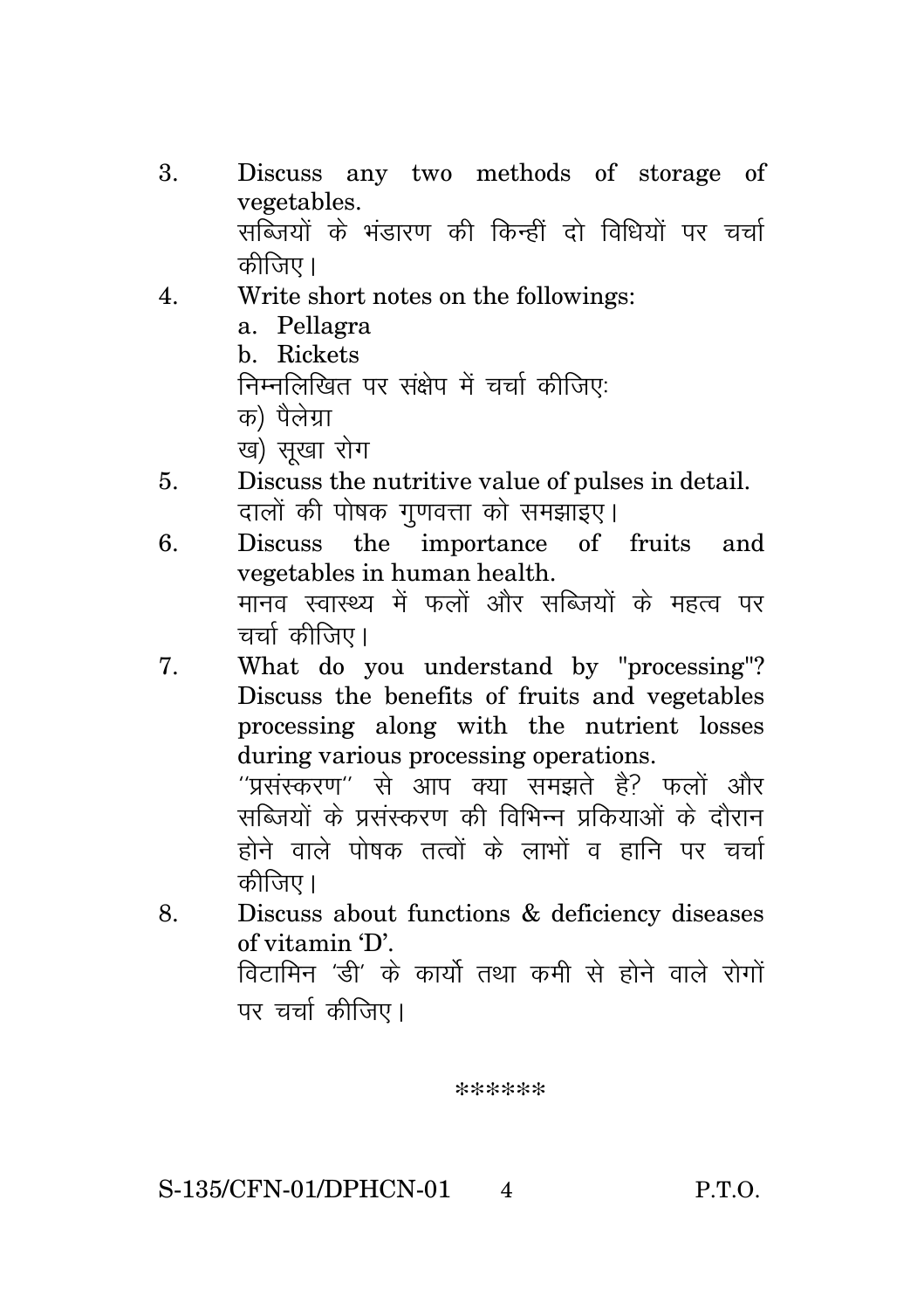3. Discuss any two methods of storage of vegetables.

   सब्जियों के भंडारण की किन्हीं दो विधियों पर चर्चा कीजिए।

4. Write short notes on the followings:

   a. Pellagra

   b. Rickets

   निम्नलिखित पर संक्षेप में चर्चा कीजिए:

   क) पैलेग्रा

   ख) सूखा रोग

5. Discuss the nutritive value of pulses in detail.

   दालों की पोषक गुणवत्ता को समझाइए।

6. Discuss the importance of fruits and vegetables in human health.

   मानव स्वास्थ्य में फलों और सब्जियों के महत्व पर चर्चा कीजिए।

7. What do you understand by "processing"? Discuss the benefits of fruits and vegetables processing along with the nutrient losses during various processing operations.

   ''प्रसंस्करण'' से आप क्या समझते है? फलों और सब्जियों के प्रसंस्करण की विभिन्न प्रकियाओं के दौरान होने वाले पोषक तत्वों के लाभों व हानि पर चर्चा कीजिए।

8. Discuss about functions & deficiency diseases of vitamin 'D'.

   विटामिन 'डी' के कार्यो तथा कमी से होने वाले रोगों पर चर्चा कीजिए।

******

S-135/CFN-01/DPHCN-01 P.T.O.